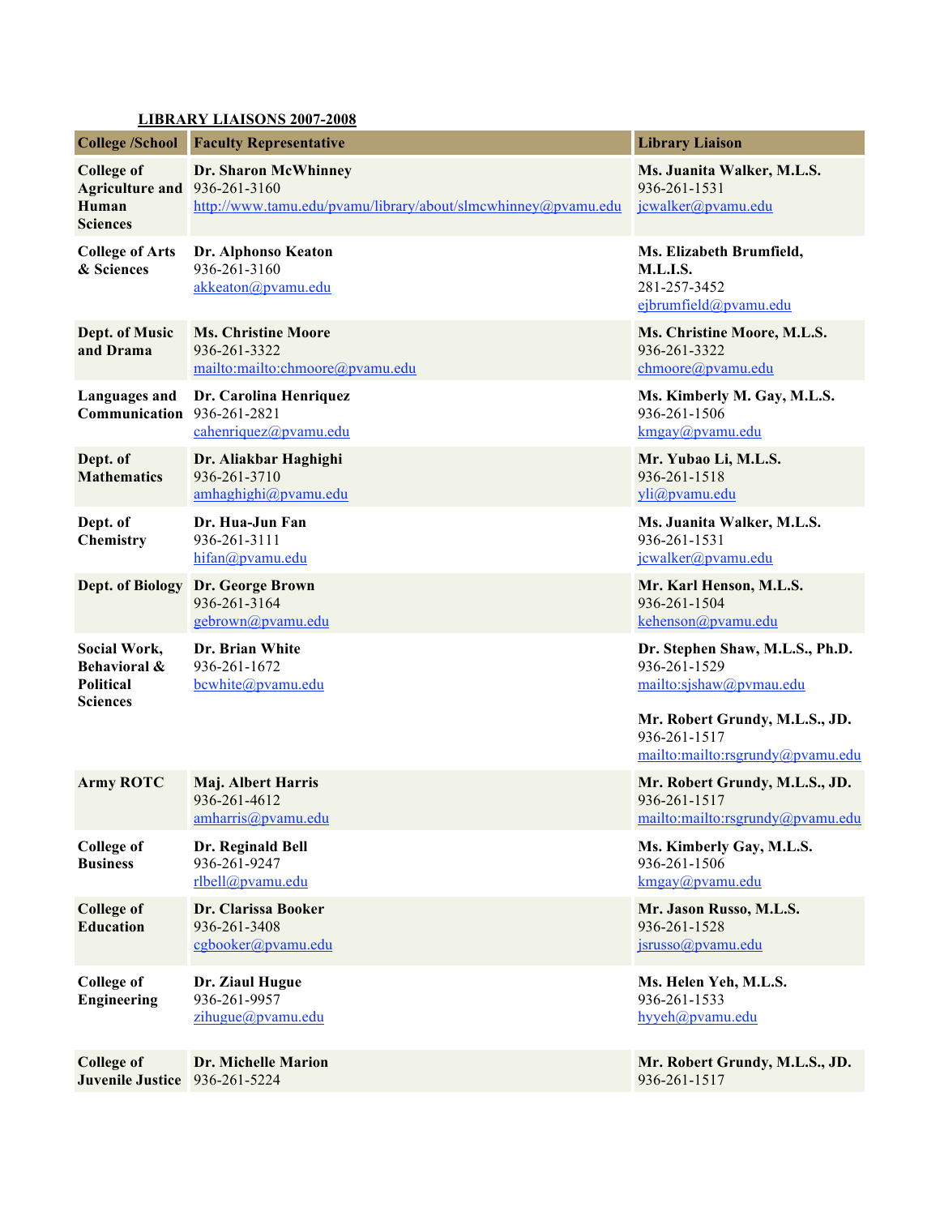**LIBRARY LIAISONS 2007-2008**

| College /School | Faculty Representative | Library Liaison |
|---|---|---|
| **College of Agriculture and Human Sciences** | **Dr. Sharon McWhinney**<br>936-261-3160<br>http://www.tamu.edu/pvamu/library/about/slmcwhinney@pvamu.edu | **Ms. Juanita Walker, M.L.S.**<br>936-261-1531<br>jcwalker@pvamu.edu |
| **College of Arts & Sciences** | **Dr. Alphonso Keaton**<br>936-261-3160<br>akkeaton@pvamu.edu | **Ms. Elizabeth Brumfield, M.L.I.S.**<br>281-257-3452<br>ejbrumfield@pvamu.edu |
| **Dept. of Music and Drama** | **Ms. Christine Moore**<br>936-261-3322<br>mailto:mailto:chmoore@pvamu.edu | **Ms. Christine Moore, M.L.S.**<br>936-261-3322<br>chmoore@pvamu.edu |
| **Languages and Communication** | **Dr. Carolina Henriquez**<br>936-261-2821<br>cahenriquez@pvamu.edu | **Ms. Kimberly M. Gay, M.L.S.**<br>936-261-1506<br>kmgay@pvamu.edu |
| **Dept. of Mathematics** | **Dr. Aliakbar Haghighi**<br>936-261-3710<br>amhaghighi@pvamu.edu | **Mr. Yubao Li, M.L.S.**<br>936-261-1518<br>yli@pvamu.edu |
| **Dept. of Chemistry** | **Dr. Hua-Jun Fan**<br>936-261-3111<br>hifan@pvamu.edu | **Ms. Juanita Walker, M.L.S.**<br>936-261-1531<br>jcwalker@pvamu.edu |
| **Dept. of Biology** | **Dr. George Brown**<br>936-261-3164<br>gebrown@pvamu.edu | **Mr. Karl Henson, M.L.S.**<br>936-261-1504<br>kehenson@pvamu.edu |
| **Social Work, Behavioral & Political Sciences** | **Dr. Brian White**<br>936-261-1672<br>bcwhite@pvamu.edu | **Dr. Stephen Shaw, M.L.S., Ph.D.**<br>936-261-1529<br>mailto:sjshaw@pvmau.edu<br><br>**Mr. Robert Grundy, M.L.S., JD.**<br>936-261-1517<br>mailto:mailto:rsgrundy@pvamu.edu |
| **Army ROTC** | **Maj. Albert Harris**<br>936-261-4612<br>amharris@pvamu.edu | **Mr. Robert Grundy, M.L.S., JD.**<br>936-261-1517<br>mailto:mailto:rsgrundy@pvamu.edu |
| **College of Business** | **Dr. Reginald Bell**<br>936-261-9247<br>rlbell@pvamu.edu | **Ms. Kimberly Gay, M.L.S.**<br>936-261-1506<br>kmgay@pvamu.edu |
| **College of Education** | **Dr. Clarissa Booker**<br>936-261-3408<br>cgbooker@pvamu.edu | **Mr. Jason Russo, M.L.S.**<br>936-261-1528<br>jsrusso@pvamu.edu |
| **College of Engineering** | **Dr. Ziaul Hugue**<br>936-261-9957<br>zihugue@pvamu.edu | **Ms. Helen Yeh, M.L.S.**<br>936-261-1533<br>hyyeh@pvamu.edu |
| **College of Juvenile Justice** | **Dr. Michelle Marion**<br>936-261-5224 | **Mr. Robert Grundy, M.L.S., JD.**<br>936-261-1517 |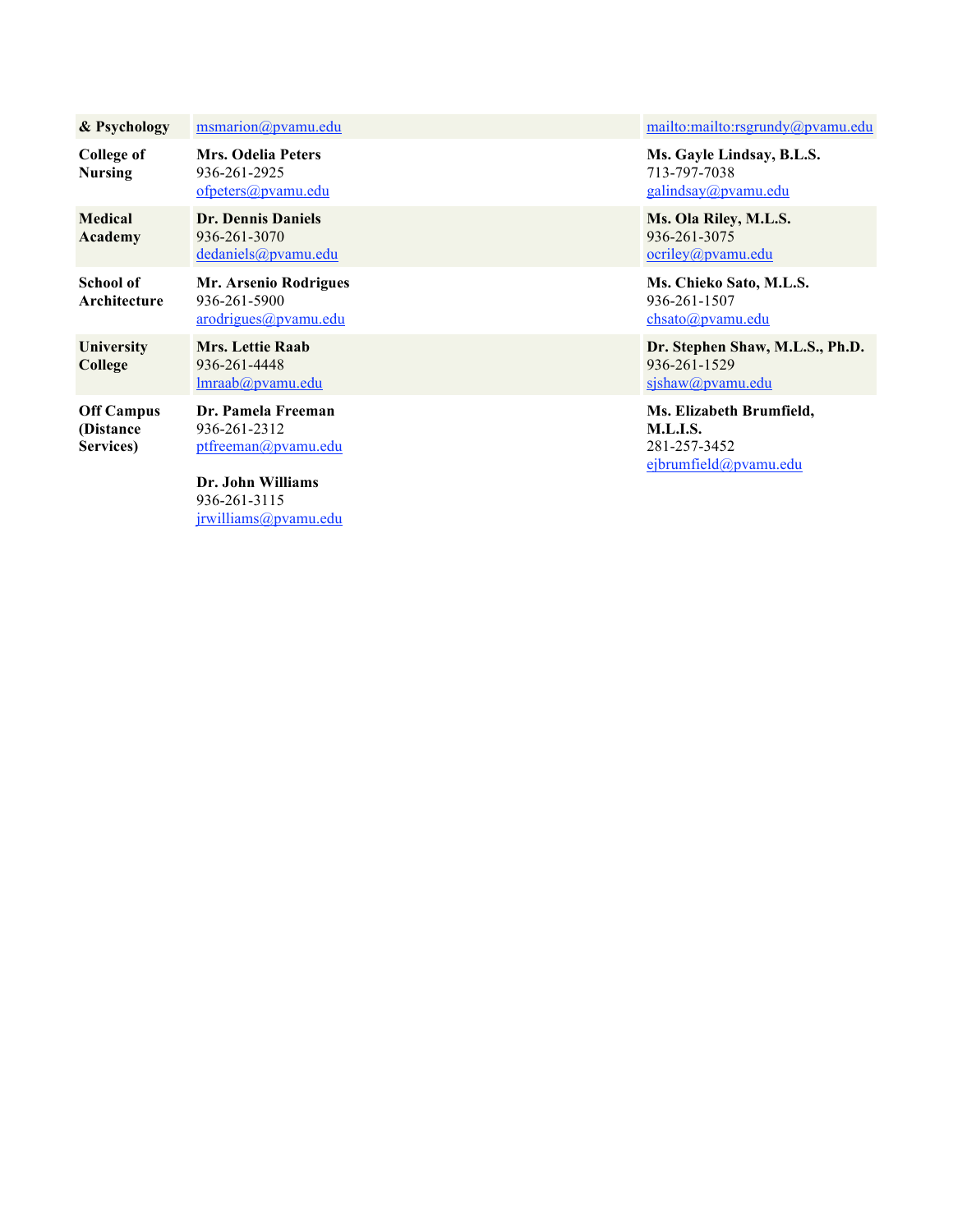| | | |
|---|---|---|
| **& Psychology** | msmarion@pvamu.edu | mailto:mailto:rsgrundy@pvamu.edu |
| **College of Nursing** | **Mrs. Odelia Peters**<br>936-261-2925<br>ofpeters@pvamu.edu | **Ms. Gayle Lindsay, B.L.S.**<br>713-797-7038<br>galindsay@pvamu.edu |
| **Medical Academy** | **Dr. Dennis Daniels**<br>936-261-3070<br>dedaniels@pvamu.edu | **Ms. Ola Riley, M.L.S.**<br>936-261-3075<br>ocriley@pvamu.edu |
| **School of Architecture** | **Mr. Arsenio Rodrigues**<br>936-261-5900<br>arodrigues@pvamu.edu | **Ms. Chieko Sato, M.L.S.**<br>936-261-1507<br>chsato@pvamu.edu |
| **University College** | **Mrs. Lettie Raab**<br>936-261-4448<br>lmraab@pvamu.edu | **Dr. Stephen Shaw, M.L.S., Ph.D.**<br>936-261-1529<br>sjshaw@pvamu.edu |
| **Off Campus (Distance Services)** | **Dr. Pamela Freeman**<br>936-261-2312<br>ptfreeman@pvamu.edu<br><br>**Dr. John Williams**<br>936-261-3115<br>jrwilliams@pvamu.edu | **Ms. Elizabeth Brumfield, M.L.I.S.**<br>281-257-3452<br>ejbrumfield@pvamu.edu |